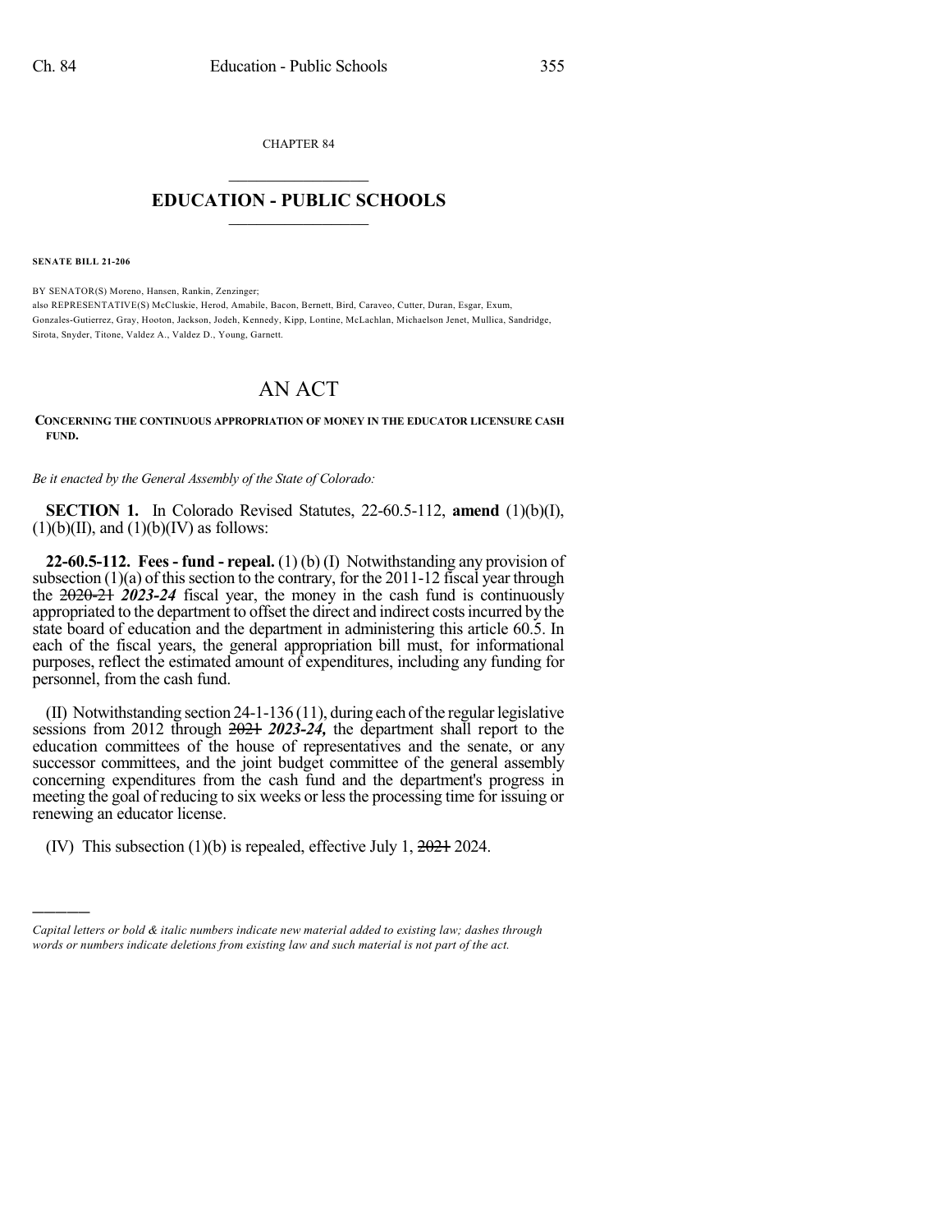CHAPTER 84

# EDUCATION - PUBLIC SCHOOLS

**SENATE BILL 21-206**

BY SENATOR(S) Moreno, Hansen, Rankin, Zenzinger;
also REPRESENTATIVE(S) McCluskie, Herod, Amabile, Bacon, Bernett, Bird, Caraveo, Cutter, Duran, Esgar, Exum, Gonzales-Gutierrez, Gray, Hooton, Jackson, Jodeh, Kennedy, Kipp, Lontine, McLachlan, Michaelson Jenet, Mullica, Sandridge, Sirota, Snyder, Titone, Valdez A., Valdez D., Young, Garnett.

# AN ACT

**CONCERNING THE CONTINUOUS APPROPRIATION OF MONEY IN THE EDUCATOR LICENSURE CASH FUND.**

*Be it enacted by the General Assembly of the State of Colorado:*

**SECTION 1.** In Colorado Revised Statutes, 22-60.5-112, **amend** (1)(b)(I), (1)(b)(II), and (1)(b)(IV) as follows:

**22-60.5-112. Fees - fund - repeal.** (1) (b) (I) Notwithstanding any provision of subsection (1)(a) of this section to the contrary, for the 2011-12 fiscal year through the ~~2020-21~~ ***2023-24*** fiscal year, the money in the cash fund is continuously appropriated to the department to offset the direct and indirect costs incurred by the state board of education and the department in administering this article 60.5. In each of the fiscal years, the general appropriation bill must, for informational purposes, reflect the estimated amount of expenditures, including any funding for personnel, from the cash fund.

(II) Notwithstanding section 24-1-136 (11), during each of the regular legislative sessions from 2012 through ~~2021~~ ***2023-24,*** the department shall report to the education committees of the house of representatives and the senate, or any successor committees, and the joint budget committee of the general assembly concerning expenditures from the cash fund and the department's progress in meeting the goal of reducing to six weeks or less the processing time for issuing or renewing an educator license.

(IV) This subsection (1)(b) is repealed, effective July 1, ~~2021~~ 2024.

---

*Capital letters or bold & italic numbers indicate new material added to existing law; dashes through words or numbers indicate deletions from existing law and such material is not part of the act.*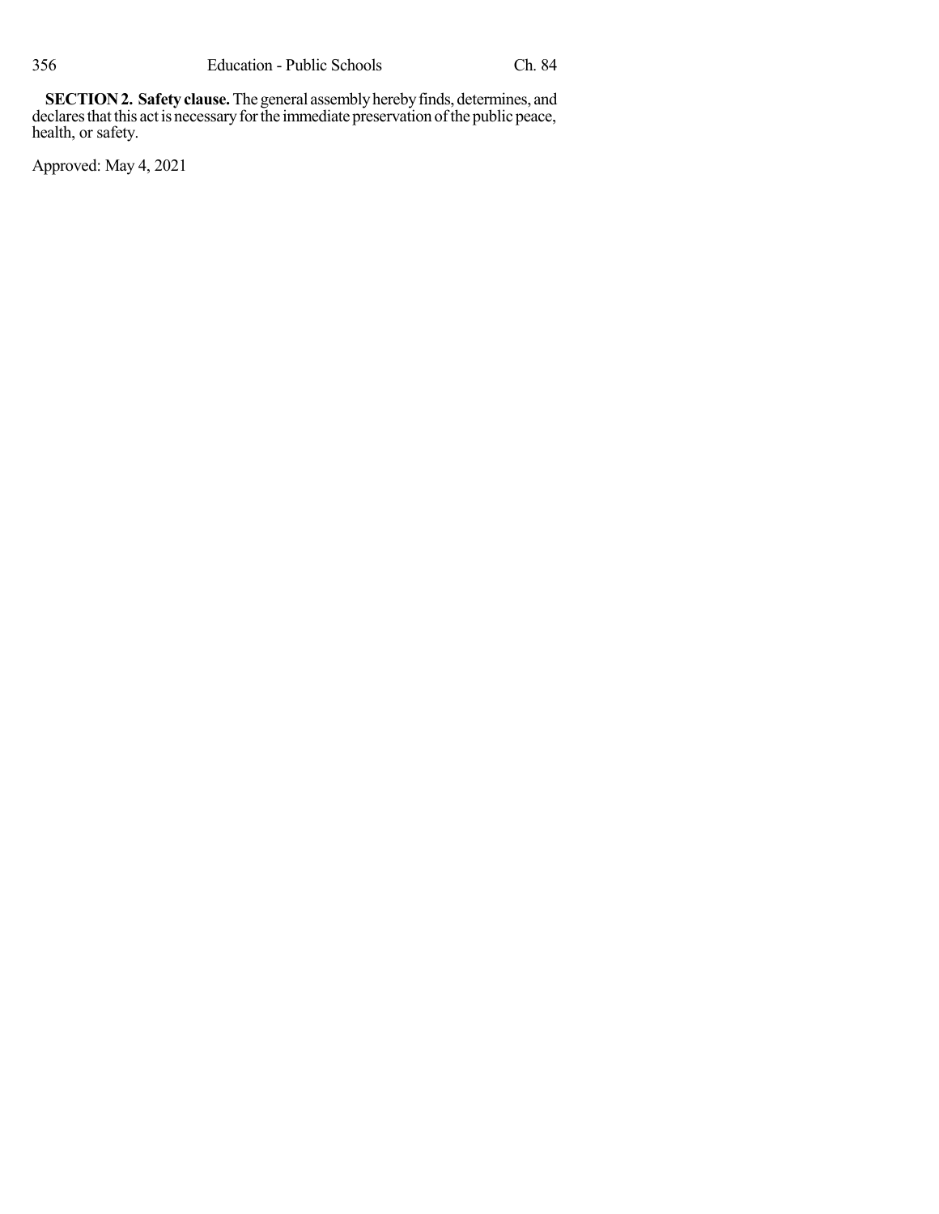**SECTION 2. Safety clause.** The general assembly hereby finds, determines, and declares that this act is necessary for the immediate preservation of the public peace, health, or safety.

Approved: May 4, 2021